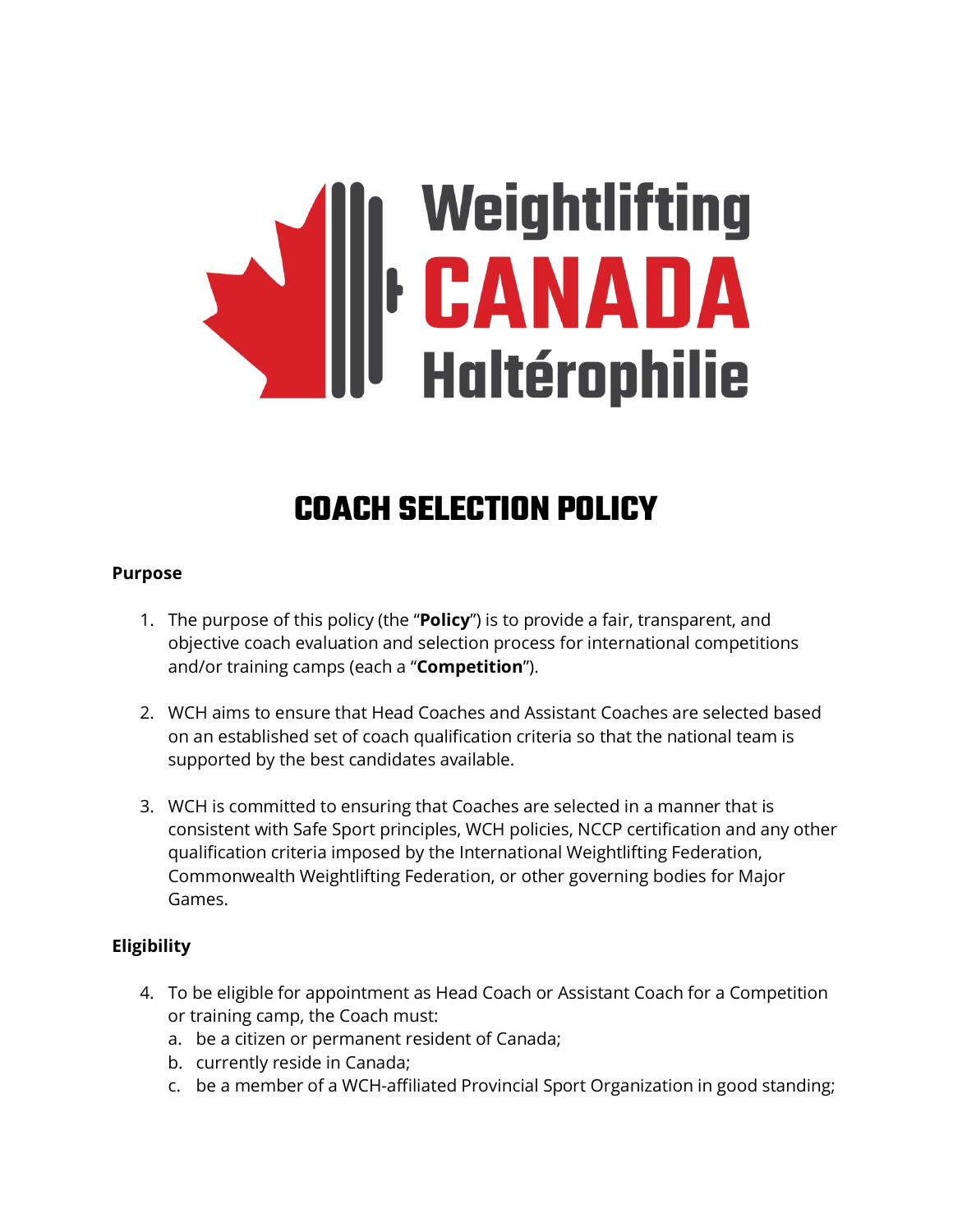Weightlifting CANADA Haltérophilie

# COACH SELECTION POLICY

**Purpose**

1. The purpose of this policy (the "**Policy**") is to provide a fair, transparent, and objective coach evaluation and selection process for international competitions and/or training camps (each a "**Competition**").

2. WCH aims to ensure that Head Coaches and Assistant Coaches are selected based on an established set of coach qualification criteria so that the national team is supported by the best candidates available.

3. WCH is committed to ensuring that Coaches are selected in a manner that is consistent with Safe Sport principles, WCH policies, NCCP certification and any other qualification criteria imposed by the International Weightlifting Federation, Commonwealth Weightlifting Federation, or other governing bodies for Major Games.

**Eligibility**

4. To be eligible for appointment as Head Coach or Assistant Coach for a Competition or training camp, the Coach must:
   a. be a citizen or permanent resident of Canada;
   b. currently reside in Canada;
   c. be a member of a WCH-affiliated Provincial Sport Organization in good standing;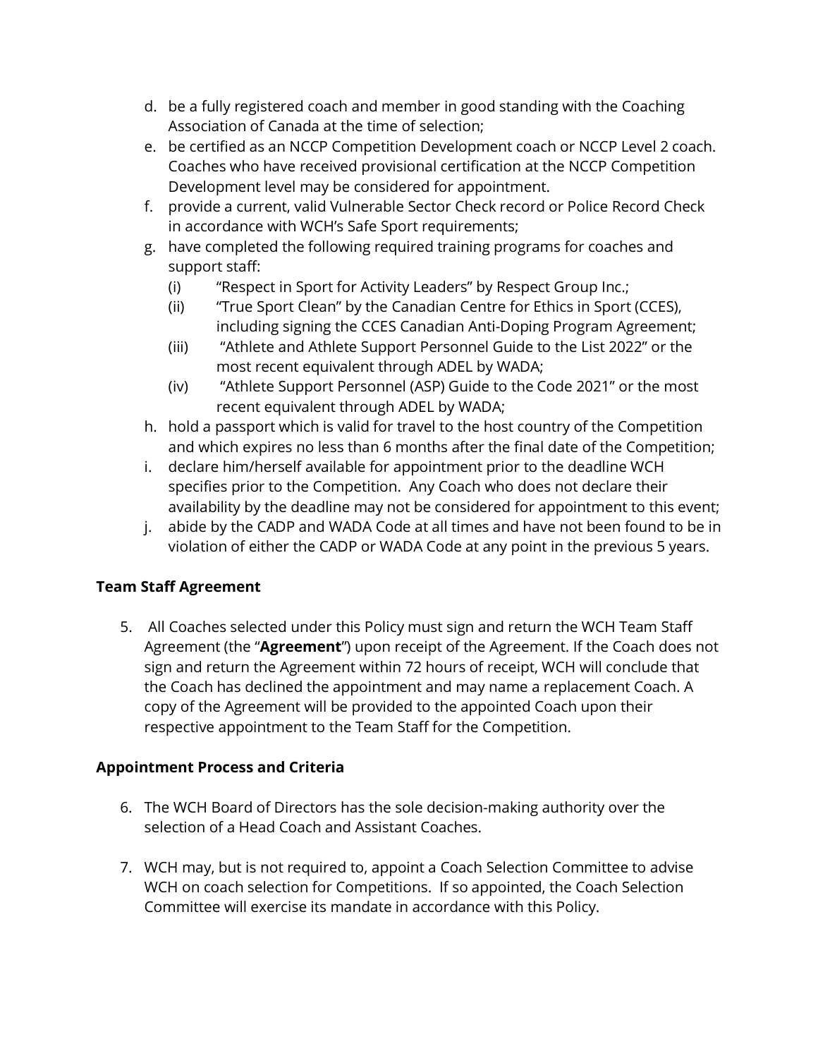d. be a fully registered coach and member in good standing with the Coaching Association of Canada at the time of selection;
e. be certified as an NCCP Competition Development coach or NCCP Level 2 coach. Coaches who have received provisional certification at the NCCP Competition Development level may be considered for appointment.
f. provide a current, valid Vulnerable Sector Check record or Police Record Check in accordance with WCH's Safe Sport requirements;
g. have completed the following required training programs for coaches and support staff:
   (i) "Respect in Sport for Activity Leaders" by Respect Group Inc.;
   (ii) "True Sport Clean" by the Canadian Centre for Ethics in Sport (CCES), including signing the CCES Canadian Anti-Doping Program Agreement;
   (iii) "Athlete and Athlete Support Personnel Guide to the List 2022" or the most recent equivalent through ADEL by WADA;
   (iv) "Athlete Support Personnel (ASP) Guide to the Code 2021" or the most recent equivalent through ADEL by WADA;
h. hold a passport which is valid for travel to the host country of the Competition and which expires no less than 6 months after the final date of the Competition;
i. declare him/herself available for appointment prior to the deadline WCH specifies prior to the Competition. Any Coach who does not declare their availability by the deadline may not be considered for appointment to this event;
j. abide by the CADP and WADA Code at all times and have not been found to be in violation of either the CADP or WADA Code at any point in the previous 5 years.

**Team Staff Agreement**

5. All Coaches selected under this Policy must sign and return the WCH Team Staff Agreement (the "**Agreement**") upon receipt of the Agreement. If the Coach does not sign and return the Agreement within 72 hours of receipt, WCH will conclude that the Coach has declined the appointment and may name a replacement Coach. A copy of the Agreement will be provided to the appointed Coach upon their respective appointment to the Team Staff for the Competition.

**Appointment Process and Criteria**

6. The WCH Board of Directors has the sole decision-making authority over the selection of a Head Coach and Assistant Coaches.

7. WCH may, but is not required to, appoint a Coach Selection Committee to advise WCH on coach selection for Competitions. If so appointed, the Coach Selection Committee will exercise its mandate in accordance with this Policy.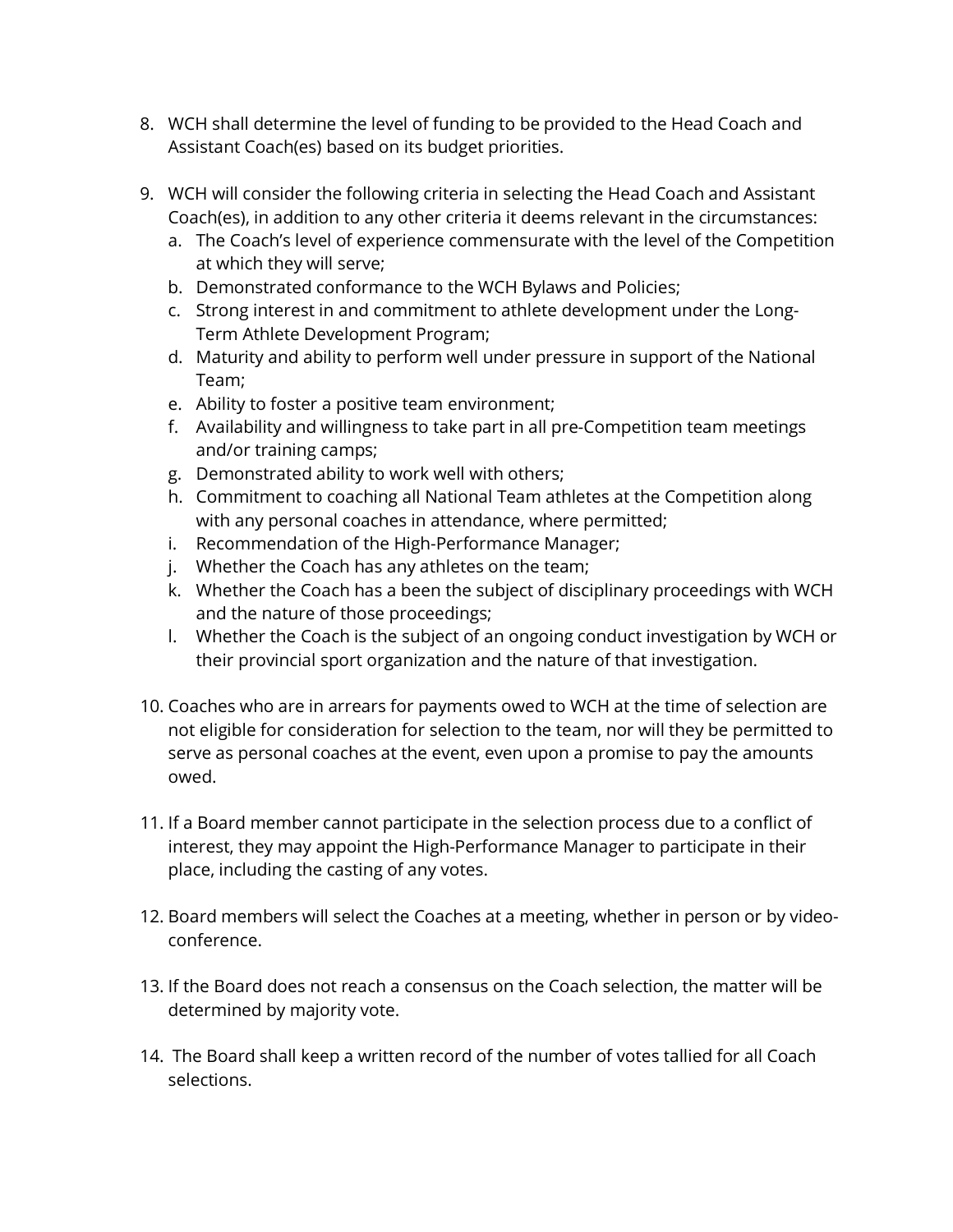8. WCH shall determine the level of funding to be provided to the Head Coach and Assistant Coach(es) based on its budget priorities.

9. WCH will consider the following criteria in selecting the Head Coach and Assistant Coach(es), in addition to any other criteria it deems relevant in the circumstances:
   a. The Coach's level of experience commensurate with the level of the Competition at which they will serve;
   b. Demonstrated conformance to the WCH Bylaws and Policies;
   c. Strong interest in and commitment to athlete development under the Long-Term Athlete Development Program;
   d. Maturity and ability to perform well under pressure in support of the National Team;
   e. Ability to foster a positive team environment;
   f. Availability and willingness to take part in all pre-Competition team meetings and/or training camps;
   g. Demonstrated ability to work well with others;
   h. Commitment to coaching all National Team athletes at the Competition along with any personal coaches in attendance, where permitted;
   i. Recommendation of the High-Performance Manager;
   j. Whether the Coach has any athletes on the team;
   k. Whether the Coach has a been the subject of disciplinary proceedings with WCH and the nature of those proceedings;
   l. Whether the Coach is the subject of an ongoing conduct investigation by WCH or their provincial sport organization and the nature of that investigation.

10. Coaches who are in arrears for payments owed to WCH at the time of selection are not eligible for consideration for selection to the team, nor will they be permitted to serve as personal coaches at the event, even upon a promise to pay the amounts owed.

11. If a Board member cannot participate in the selection process due to a conflict of interest, they may appoint the High-Performance Manager to participate in their place, including the casting of any votes.

12. Board members will select the Coaches at a meeting, whether in person or by video-conference.

13. If the Board does not reach a consensus on the Coach selection, the matter will be determined by majority vote.

14. The Board shall keep a written record of the number of votes tallied for all Coach selections.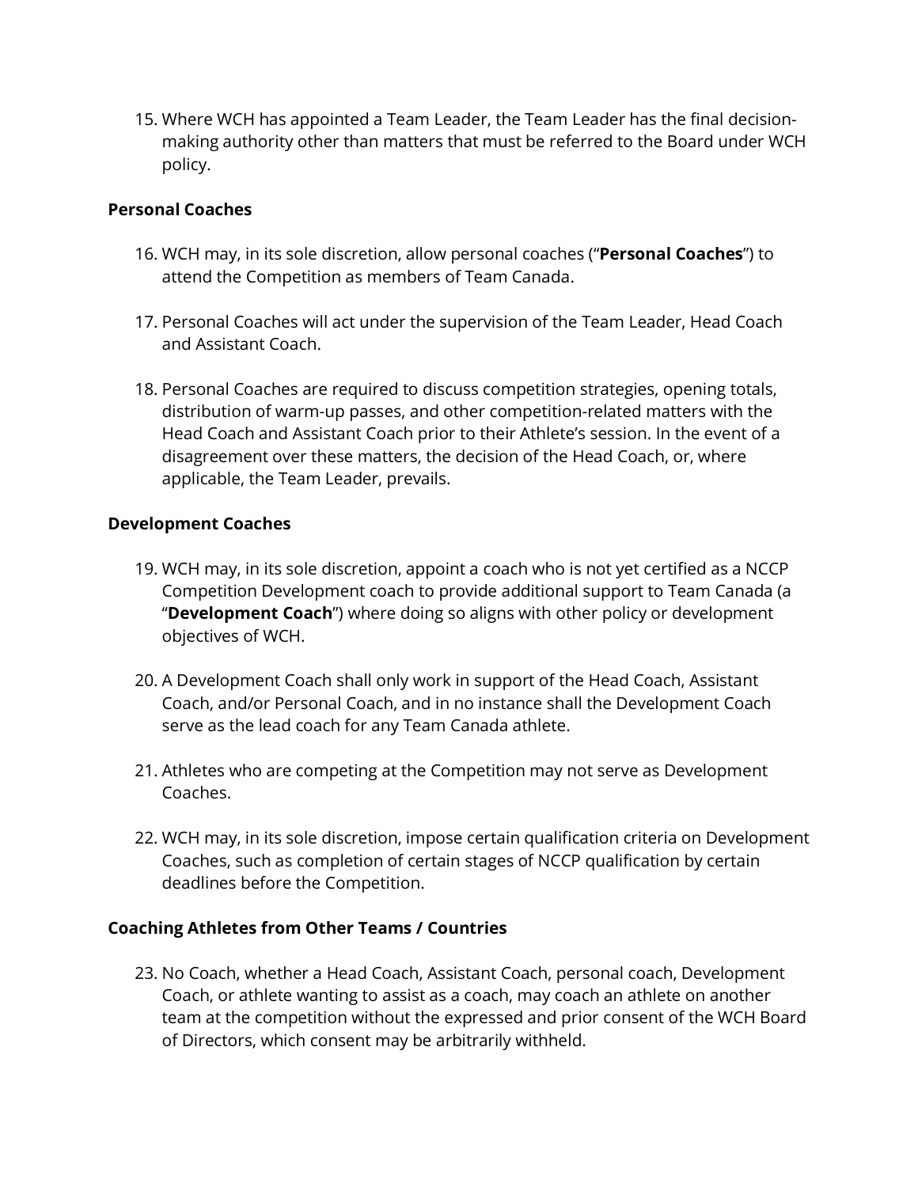15. Where WCH has appointed a Team Leader, the Team Leader has the final decision-making authority other than matters that must be referred to the Board under WCH policy.

**Personal Coaches**

16. WCH may, in its sole discretion, allow personal coaches ("**Personal Coaches**") to attend the Competition as members of Team Canada.

17. Personal Coaches will act under the supervision of the Team Leader, Head Coach and Assistant Coach.

18. Personal Coaches are required to discuss competition strategies, opening totals, distribution of warm-up passes, and other competition-related matters with the Head Coach and Assistant Coach prior to their Athlete's session. In the event of a disagreement over these matters, the decision of the Head Coach, or, where applicable, the Team Leader, prevails.

**Development Coaches**

19. WCH may, in its sole discretion, appoint a coach who is not yet certified as a NCCP Competition Development coach to provide additional support to Team Canada (a "**Development Coach**") where doing so aligns with other policy or development objectives of WCH.

20. A Development Coach shall only work in support of the Head Coach, Assistant Coach, and/or Personal Coach, and in no instance shall the Development Coach serve as the lead coach for any Team Canada athlete.

21. Athletes who are competing at the Competition may not serve as Development Coaches.

22. WCH may, in its sole discretion, impose certain qualification criteria on Development Coaches, such as completion of certain stages of NCCP qualification by certain deadlines before the Competition.

**Coaching Athletes from Other Teams / Countries**

23. No Coach, whether a Head Coach, Assistant Coach, personal coach, Development Coach, or athlete wanting to assist as a coach, may coach an athlete on another team at the competition without the expressed and prior consent of the WCH Board of Directors, which consent may be arbitrarily withheld.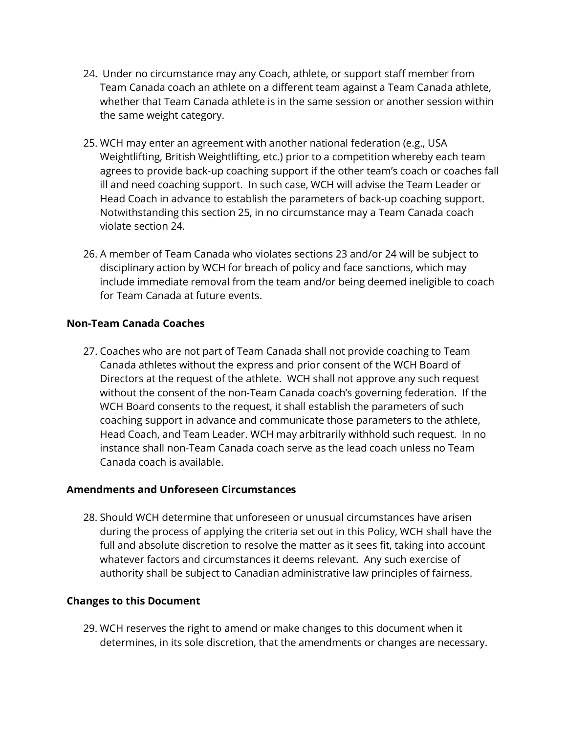24. Under no circumstance may any Coach, athlete, or support staff member from Team Canada coach an athlete on a different team against a Team Canada athlete, whether that Team Canada athlete is in the same session or another session within the same weight category.

25. WCH may enter an agreement with another national federation (e.g., USA Weightlifting, British Weightlifting, etc.) prior to a competition whereby each team agrees to provide back-up coaching support if the other team's coach or coaches fall ill and need coaching support. In such case, WCH will advise the Team Leader or Head Coach in advance to establish the parameters of back-up coaching support. Notwithstanding this section 25, in no circumstance may a Team Canada coach violate section 24.

26. A member of Team Canada who violates sections 23 and/or 24 will be subject to disciplinary action by WCH for breach of policy and face sanctions, which may include immediate removal from the team and/or being deemed ineligible to coach for Team Canada at future events.

**Non-Team Canada Coaches**

27. Coaches who are not part of Team Canada shall not provide coaching to Team Canada athletes without the express and prior consent of the WCH Board of Directors at the request of the athlete. WCH shall not approve any such request without the consent of the non-Team Canada coach's governing federation. If the WCH Board consents to the request, it shall establish the parameters of such coaching support in advance and communicate those parameters to the athlete, Head Coach, and Team Leader. WCH may arbitrarily withhold such request. In no instance shall non-Team Canada coach serve as the lead coach unless no Team Canada coach is available.

**Amendments and Unforeseen Circumstances**

28. Should WCH determine that unforeseen or unusual circumstances have arisen during the process of applying the criteria set out in this Policy, WCH shall have the full and absolute discretion to resolve the matter as it sees fit, taking into account whatever factors and circumstances it deems relevant. Any such exercise of authority shall be subject to Canadian administrative law principles of fairness.

**Changes to this Document**

29. WCH reserves the right to amend or make changes to this document when it determines, in its sole discretion, that the amendments or changes are necessary.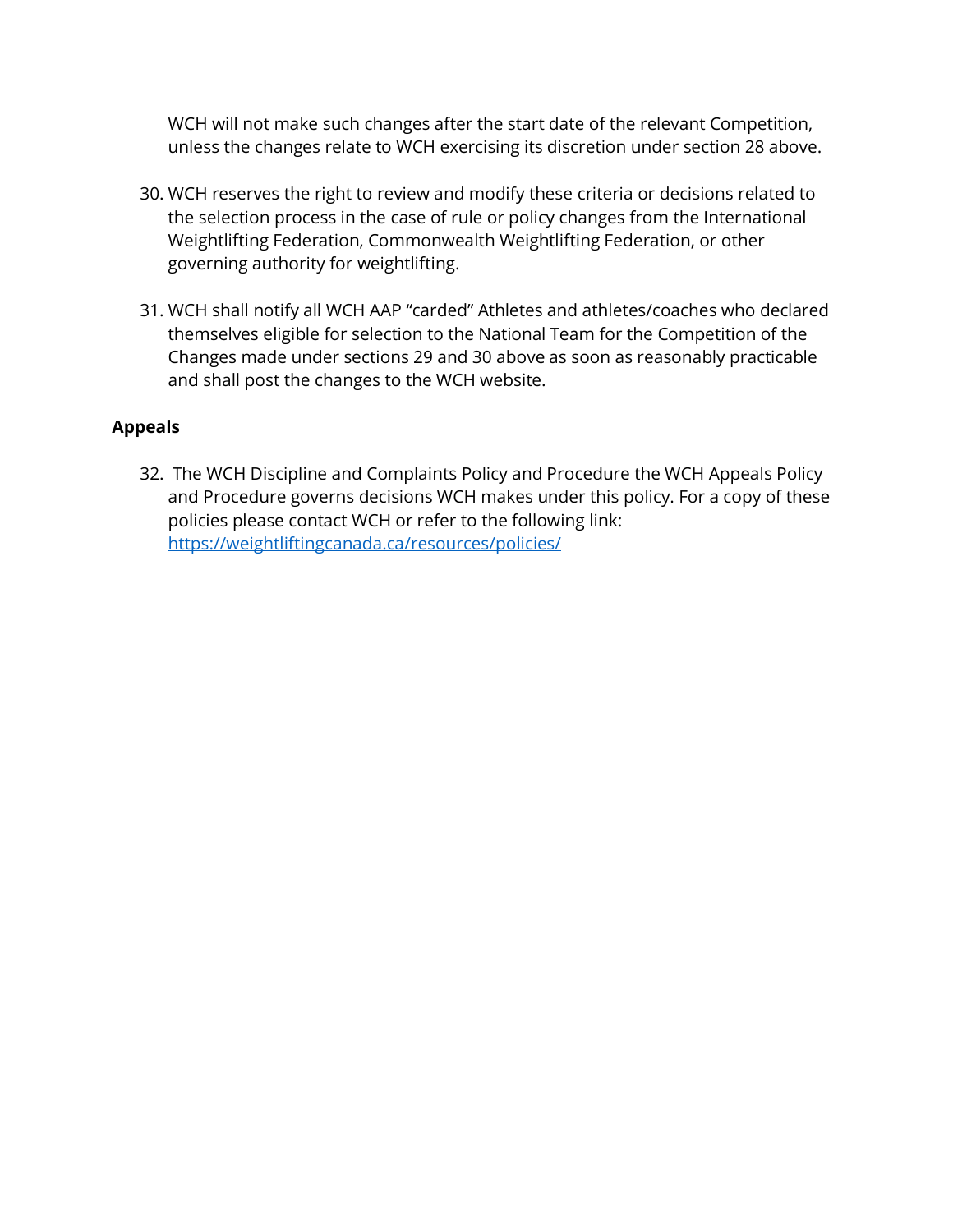WCH will not make such changes after the start date of the relevant Competition, unless the changes relate to WCH exercising its discretion under section 28 above.

30. WCH reserves the right to review and modify these criteria or decisions related to the selection process in the case of rule or policy changes from the International Weightlifting Federation, Commonwealth Weightlifting Federation, or other governing authority for weightlifting.

31. WCH shall notify all WCH AAP "carded" Athletes and athletes/coaches who declared themselves eligible for selection to the National Team for the Competition of the Changes made under sections 29 and 30 above as soon as reasonably practicable and shall post the changes to the WCH website.

**Appeals**

32. The WCH Discipline and Complaints Policy and Procedure the WCH Appeals Policy and Procedure governs decisions WCH makes under this policy. For a copy of these policies please contact WCH or refer to the following link: [https://weightliftingcanada.ca/resources/policies/](https://weightliftingcanada.ca/resources/policies/)